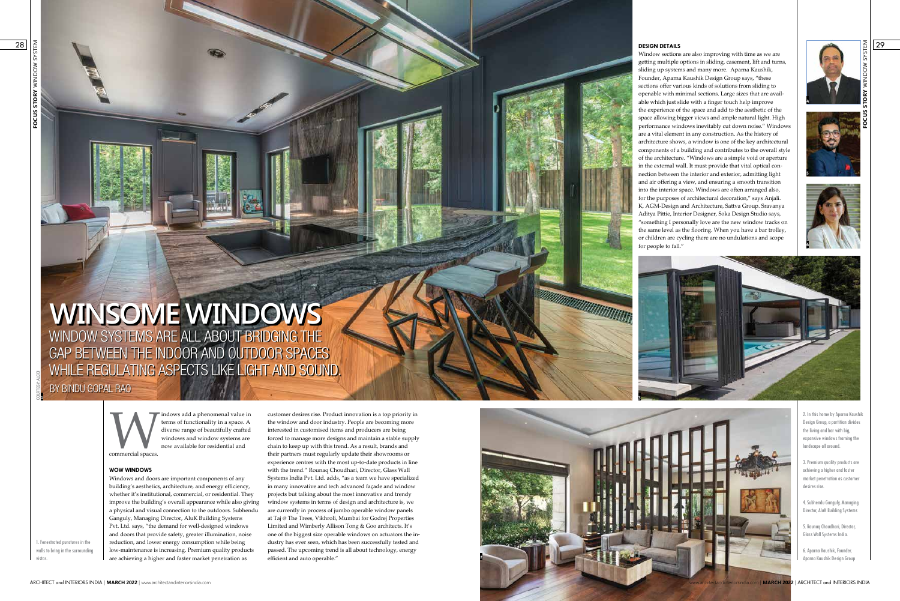# WINSOME WINDOWS

WINDOW SYSTEMS ARE ALL ABOUT BRIDGING THE GAP BETWEEN THE INDOOR AND OUTDOOR SPACES WHILE REGULATING ASPECTS LIKE LIGHT AND SOUND.

BY BINDU GOPAL RAO

COURTESY: ALCOI

Windows add a phenomenal value in terms of functionality in a space. A diverse range of beautifully crafted windows and window systems are now available for residential and commercial spaces.

## WOW WINDOWS

Windows and doors are important components of any building's aesthetics, architecture, and energy efficiency, whether it's institutional, commercial, or residential. They improve the building's overall appearance while also giving a physical and visual connection to the outdoors. Subhendu Ganguly, Managing Director, AluK Building Systems Pvt. Ltd. says, "the demand for well-designed windows and doors that provide safety, greater illumination, noise reduction, and lower energy consumption while being low-maintenance is increasing. Premium quality products are achieving a higher and faster market penetration as customer desires rise. Product innovation is a top priority in the window and door industry. People are becoming more interested in customised items and producers are being forced to manage more designs and maintain a stable supply chain to keep up with this trend. As a result, brands and their partners must regularly update their showrooms or experience centres with the most up-to-date products in line with the trend." Rounaq Choudhari, Director, Glass Wall Systems India Pvt. Ltd. adds, "as a team we have specialized in many innovative and tech advanced façade and window projects but talking about the most innovative and trendy window systems in terms of design and architecture is, we are currently in process of jumbo operable window panels at Taj @ The Trees, Vikhroli, Mumbai for Godrej Properties Limited and Wimberly Allison Tong & Goo architects. It's one of the biggest size operable windows on actuators the industry has ever seen, which has been successfully tested and passed. The upcoming trend is all about technology, energy efficient and auto operable."

1. Fenestrated punctures in the walls to bring in the surrounding vistas.

## DESIGN DETAILS

Window sections are also improving with time as we are getting multiple options in sliding, casement, lift and turns, sliding up systems and many more. Aparna Kaushik, Founder, Aparna Kaushik Design Group says, "these sections offer various kinds of solutions from sliding to openable with minimal sections. Large sizes that are available which just slide with a finger touch help improve the experience of the space and add to the aesthetic of the space allowing bigger views and ample natural light. High performance windows inevitably cut down noise." Windows are a vital element in any construction. As the history of architecture shows, a window is one of the key architectural components of a building and contributes to the overall style of the architecture. "Windows are a simple void or aperture in the external wall. It must provide that vital optical connection between the interior and exterior, admitting light and air offering a view, and ensuring a smooth transition into the interior space. Windows are often arranged also, for the purposes of architectural decoration," says Anjali. K, AGM-Design and Architecture, Sattva Group. Sravanya Aditya Pittie, Interior Designer, Soka Design Studio says, "something I personally love are the new window tracks on the same level as the flooring. When you have a bar trolley, or children are cycling there are no undulations and scope for people to fall."

2. In this home by Aparna Kaushik Design Group, a partition divides the living and bar with big, expansive windows framing the landscape all around.

3. Premium quality products are achieving a higher and faster market penetration as customer desires rise.

4. Subhendu Ganguly, Managing Director, AluK Building Systems

5. Rounaq Choudhari, Director, Glass Wall Systems India.

6. Aparna Kaushik, Founder, Aparna Kaushik Design Group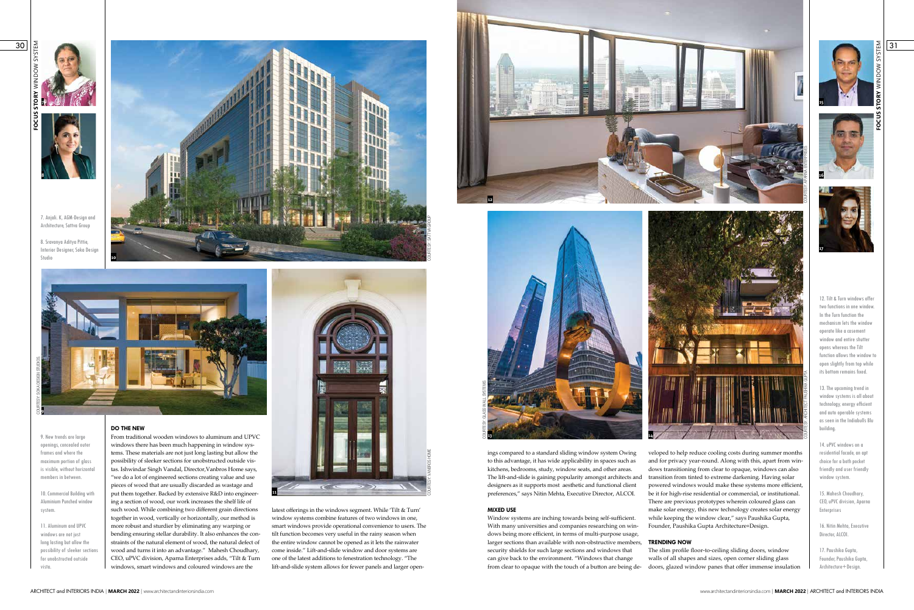7. Anjali. K, AGM-Design and Architecture, Sattva Group

8. Sravanya Aditya Pittie, Interior Designer, Soka Design Studio

9. New trends are large openings, concealed outer frames and where the maximum portion of glass is visible, without horizontal members in between.

10. Commercial Building with Aluminium Punched window system.

11. Aluminum and UPVC windows are not just long lasting but allow the possibility of sleeker sections for unobstructed outside vista.

## DO THE NEW

From traditional wooden windows to aluminum and UPVC windows there has been much happening in window systems. These materials are not just long lasting but allow the possibility of sleeker sections for unobstructed outside vistas. Ishwindar Singh Vandal, Director,Vanbros Home says, "we do a lot of engineered sections creating value and use pieces of wood that are usually discarded as wastage and put them together. Backed by extensive R&D into engineering a section of wood, our work increases the shelf life of such wood. While combining two different grain directions together in wood, vertically or horizontally, our method is more robust and sturdier by eliminating any warping or bending ensuring stellar durability. It also enhances the constraints of the natural element of wood, the natural defect of wood and turns it into an advantage." Mahesh Choudhary, CEO, uPVC division, Aparna Enterprises adds, "Tilt & Turn windows, smart windows and coloured windows are the latest offerings in the windows segment. While 'Tilt & Turn' window systems combine features of two windows in one, smart windows provide operational convenience to users. The tilt function becomes very useful in the rainy season when the entire window cannot be opened as it lets the rainwater come inside." Lift-and-slide window and door systems are one of the latest additions to fenestration technology. "The lift-and-slide system allows for fewer panels and larger openings compared to a standard sliding window system Owing to this advantage, it has wide applicability in spaces such as kitchens, bedrooms, study, window seats, and other areas. The lift-and-slide is gaining popularity amongst architects and designers as it supports most aesthetic and functional client preferences," says Nitin Mehta, Executive Director, ALCOI.

## MIXED USE

Window systems are inching towards being self-sufficient. With many universities and companies researching on windows being more efficient, in terms of multi-purpose usage, larger sections than available with non-obstructive members, security shields for such large sections and windows that can give back to the environment. "Windows that change from clear to opaque with the touch of a button are being developed to help reduce cooling costs during summer months and for privacy year-round. Along with this, apart from windows transitioning from clear to opaque, windows can also transition from tinted to extreme darkening. Having solar powered windows would make these systems more efficient, be it for high-rise residential or commercial, or institutional. There are previous prototypes wherein coloured glass can make solar energy, this new technology creates solar energy while keeping the window clear," says Paushika Gupta, Founder, Paushika Gupta Architecture+Design.

## TRENDING NOW

The slim profile floor-to-ceiling sliding doors, window walls of all shapes and sizes, open corner sliding glass doors, glazed window panes that offer immense insulation

12. Tilt & Turn windows offer two functions in one window. In the Turn function the mechanism lets the window operate like a casement window and entire shutter opens whereas the Tilt function allows the window to open slightly from top while its bottom remains fixed.

13. The upcoming trend in window systems is all about technology, energy efficient and auto operable systems as seen in the Indiabulls Blu building.

14. uPVC windows on a residential facade, an apt choice for a both pocket friendly and user friendly window system.

15. Mahesh Choudhary, CEO, uPVC division, Aparna Enterprises

16. Nitin Mehta, Executive Director, ALCOI.

17. Paushika Gupta, Founder, Paushika Gupta, Architecture+Design.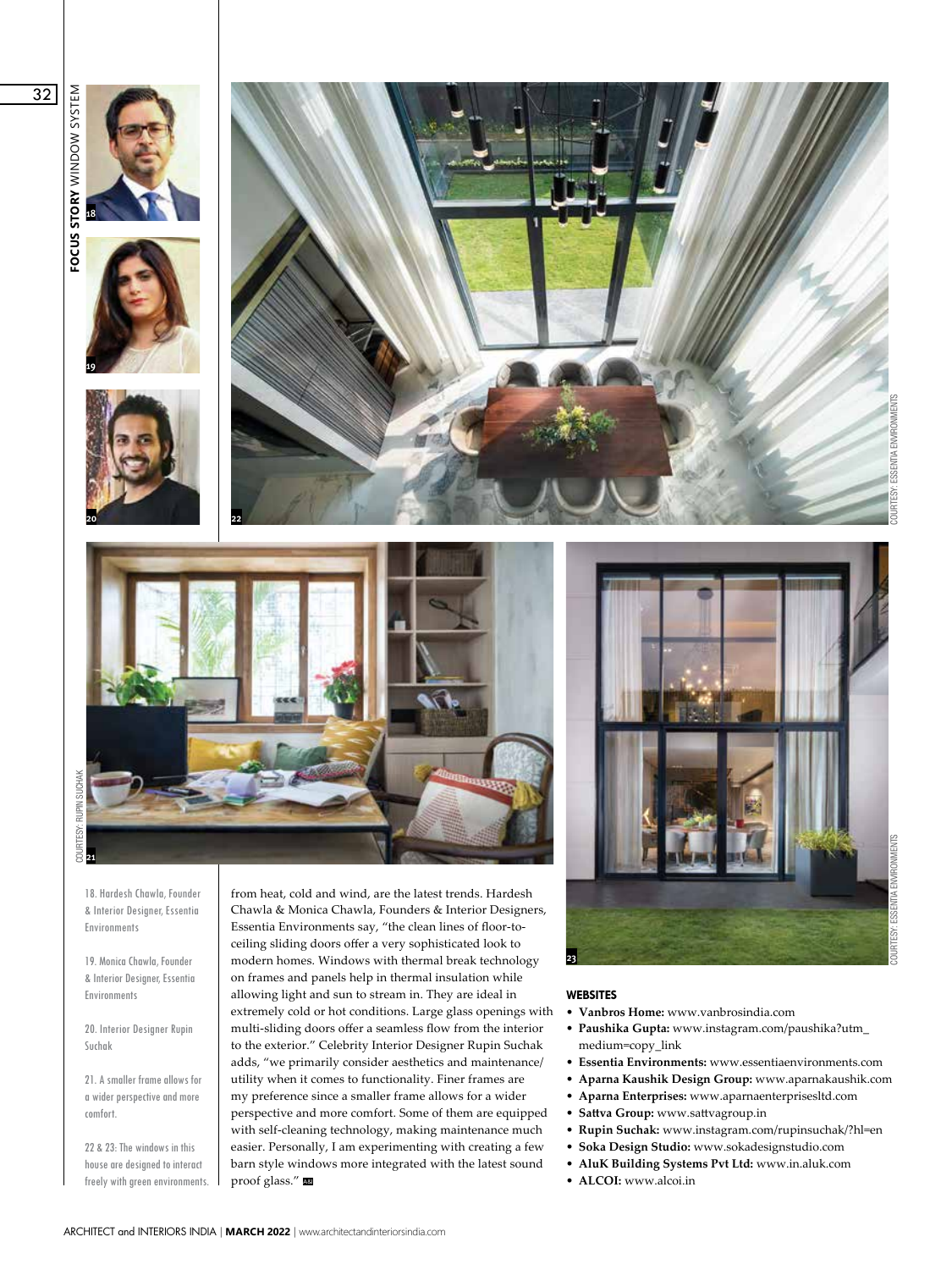18. Hardesh Chawla, Founder & Interior Designer, Essentia Environments

19. Monica Chawla, Founder & Interior Designer, Essentia Environments

20. Interior Designer Rupin Suchak

21. A smaller frame allows for a wider perspective and more comfort.

22 & 23: The windows in this house are designed to interact freely with green environments.

COURTESY: RUPIN SUCHAK

COURTESY: ESSENTIA ENVIRONMENTS

from heat, cold and wind, are the latest trends. Hardesh Chawla & Monica Chawla, Founders & Interior Designers, Essentia Environments say, "the clean lines of floor-to-ceiling sliding doors offer a very sophisticated look to modern homes. Windows with thermal break technology on frames and panels help in thermal insulation while allowing light and sun to stream in. They are ideal in extremely cold or hot conditions. Large glass openings with multi-sliding doors offer a seamless flow from the interior to the exterior." Celebrity Interior Designer Rupin Suchak adds, "we primarily consider aesthetics and maintenance/utility when it comes to functionality. Finer frames are my preference since a smaller frame allows for a wider perspective and more comfort. Some of them are equipped with self-cleaning technology, making maintenance much easier. Personally, I am experimenting with creating a few barn style windows more integrated with the latest sound proof glass."

### WEBSITES

- **Vanbros Home:** www.vanbrosindia.com
- **Paushika Gupta:** www.instagram.com/paushika?utm_medium=copy_link
- **Essentia Environments:** www.essentiaenvironments.com
- **Aparna Kaushik Design Group:** www.aparnakaushik.com
- **Aparna Enterprises:** www.aparnaenterprisesltd.com
- **Sattva Group:** www.sattvagroup.in
- **Rupin Suchak:** www.instagram.com/rupinsuchak/?hl=en
- **Soka Design Studio:** www.sokadesignstudio.com
- **AluK Building Systems Pvt Ltd:** www.in.aluk.com
- **ALCOI:** www.alcoi.in